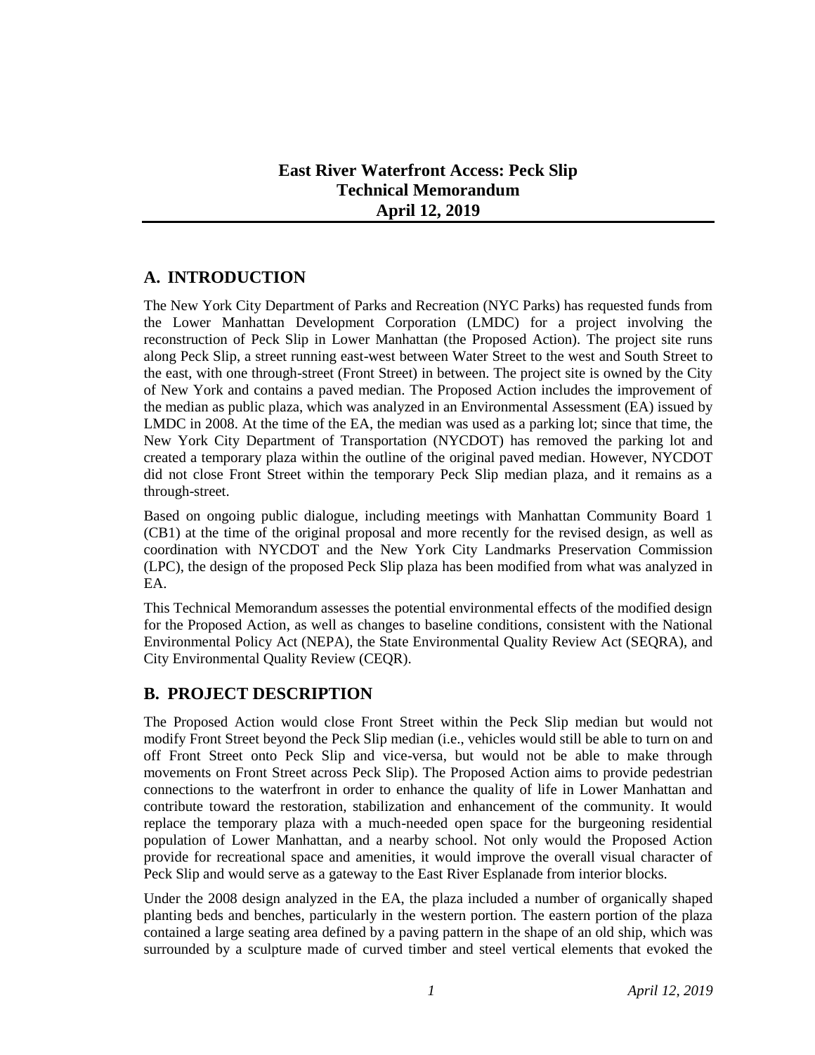# East River Waterfront Access: Peck Slip
# Technical Memorandum
# April 12, 2019

## A. INTRODUCTION

The New York City Department of Parks and Recreation (NYC Parks) has requested funds from the Lower Manhattan Development Corporation (LMDC) for a project involving the reconstruction of Peck Slip in Lower Manhattan (the Proposed Action). The project site runs along Peck Slip, a street running east-west between Water Street to the west and South Street to the east, with one through-street (Front Street) in between. The project site is owned by the City of New York and contains a paved median. The Proposed Action includes the improvement of the median as public plaza, which was analyzed in an Environmental Assessment (EA) issued by LMDC in 2008. At the time of the EA, the median was used as a parking lot; since that time, the New York City Department of Transportation (NYCDOT) has removed the parking lot and created a temporary plaza within the outline of the original paved median. However, NYCDOT did not close Front Street within the temporary Peck Slip median plaza, and it remains as a through-street.

Based on ongoing public dialogue, including meetings with Manhattan Community Board 1 (CB1) at the time of the original proposal and more recently for the revised design, as well as coordination with NYCDOT and the New York City Landmarks Preservation Commission (LPC), the design of the proposed Peck Slip plaza has been modified from what was analyzed in EA.

This Technical Memorandum assesses the potential environmental effects of the modified design for the Proposed Action, as well as changes to baseline conditions, consistent with the National Environmental Policy Act (NEPA), the State Environmental Quality Review Act (SEQRA), and City Environmental Quality Review (CEQR).

## B. PROJECT DESCRIPTION

The Proposed Action would close Front Street within the Peck Slip median but would not modify Front Street beyond the Peck Slip median (i.e., vehicles would still be able to turn on and off Front Street onto Peck Slip and vice-versa, but would not be able to make through movements on Front Street across Peck Slip). The Proposed Action aims to provide pedestrian connections to the waterfront in order to enhance the quality of life in Lower Manhattan and contribute toward the restoration, stabilization and enhancement of the community. It would replace the temporary plaza with a much-needed open space for the burgeoning residential population of Lower Manhattan, and a nearby school. Not only would the Proposed Action provide for recreational space and amenities, it would improve the overall visual character of Peck Slip and would serve as a gateway to the East River Esplanade from interior blocks.

Under the 2008 design analyzed in the EA, the plaza included a number of organically shaped planting beds and benches, particularly in the western portion. The eastern portion of the plaza contained a large seating area defined by a paving pattern in the shape of an old ship, which was surrounded by a sculpture made of curved timber and steel vertical elements that evoked the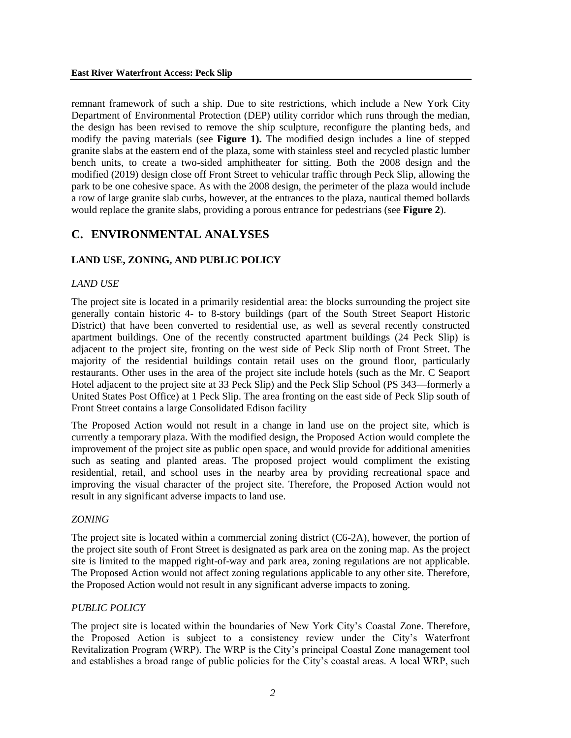remnant framework of such a ship. Due to site restrictions, which include a New York City Department of Environmental Protection (DEP) utility corridor which runs through the median, the design has been revised to remove the ship sculpture, reconfigure the planting beds, and modify the paving materials (see **Figure 1).** The modified design includes a line of stepped granite slabs at the eastern end of the plaza, some with stainless steel and recycled plastic lumber bench units, to create a two-sided amphitheater for sitting. Both the 2008 design and the modified (2019) design close off Front Street to vehicular traffic through Peck Slip, allowing the park to be one cohesive space. As with the 2008 design, the perimeter of the plaza would include a row of large granite slab curbs, however, at the entrances to the plaza, nautical themed bollards would replace the granite slabs, providing a porous entrance for pedestrians (see **Figure 2**).

## C. ENVIRONMENTAL ANALYSES

### LAND USE, ZONING, AND PUBLIC POLICY

#### *LAND USE*

The project site is located in a primarily residential area: the blocks surrounding the project site generally contain historic 4- to 8-story buildings (part of the South Street Seaport Historic District) that have been converted to residential use, as well as several recently constructed apartment buildings. One of the recently constructed apartment buildings (24 Peck Slip) is adjacent to the project site, fronting on the west side of Peck Slip north of Front Street. The majority of the residential buildings contain retail uses on the ground floor, particularly restaurants. Other uses in the area of the project site include hotels (such as the Mr. C Seaport Hotel adjacent to the project site at 33 Peck Slip) and the Peck Slip School (PS 343—formerly a United States Post Office) at 1 Peck Slip. The area fronting on the east side of Peck Slip south of Front Street contains a large Consolidated Edison facility

The Proposed Action would not result in a change in land use on the project site, which is currently a temporary plaza. With the modified design, the Proposed Action would complete the improvement of the project site as public open space, and would provide for additional amenities such as seating and planted areas. The proposed project would compliment the existing residential, retail, and school uses in the nearby area by providing recreational space and improving the visual character of the project site. Therefore, the Proposed Action would not result in any significant adverse impacts to land use.

#### *ZONING*

The project site is located within a commercial zoning district (C6-2A), however, the portion of the project site south of Front Street is designated as park area on the zoning map. As the project site is limited to the mapped right-of-way and park area, zoning regulations are not applicable. The Proposed Action would not affect zoning regulations applicable to any other site. Therefore, the Proposed Action would not result in any significant adverse impacts to zoning.

#### *PUBLIC POLICY*

The project site is located within the boundaries of New York City's Coastal Zone. Therefore, the Proposed Action is subject to a consistency review under the City's Waterfront Revitalization Program (WRP). The WRP is the City's principal Coastal Zone management tool and establishes a broad range of public policies for the City's coastal areas. A local WRP, such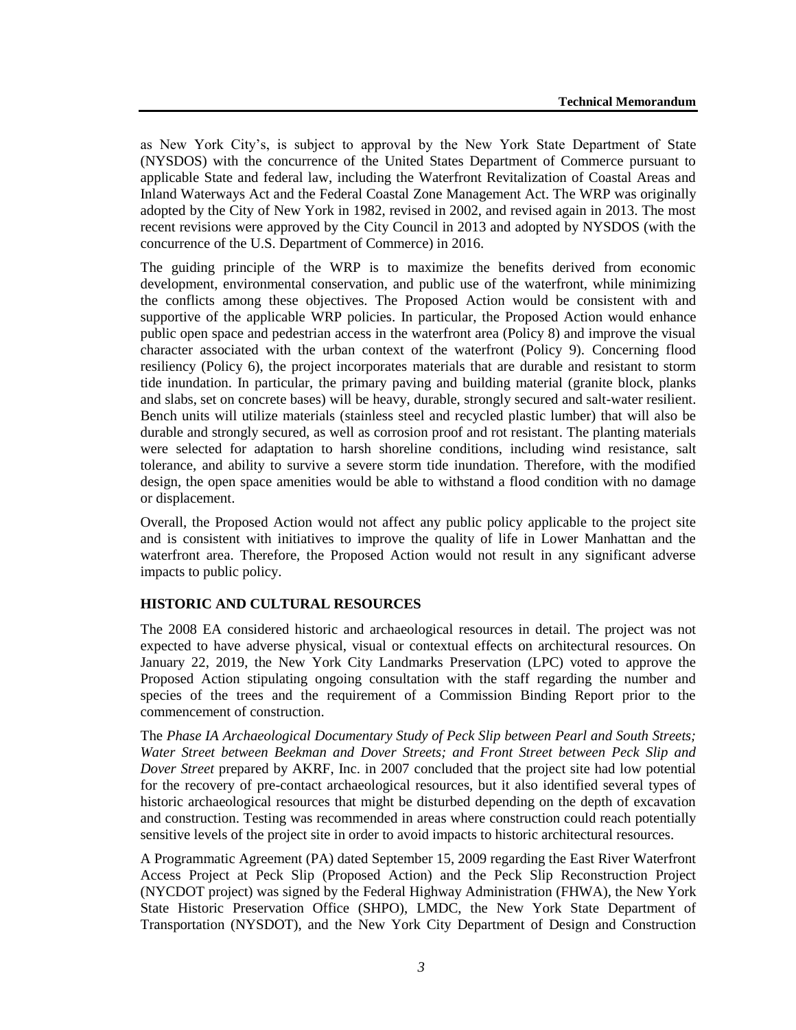as New York City's, is subject to approval by the New York State Department of State (NYSDOS) with the concurrence of the United States Department of Commerce pursuant to applicable State and federal law, including the Waterfront Revitalization of Coastal Areas and Inland Waterways Act and the Federal Coastal Zone Management Act. The WRP was originally adopted by the City of New York in 1982, revised in 2002, and revised again in 2013. The most recent revisions were approved by the City Council in 2013 and adopted by NYSDOS (with the concurrence of the U.S. Department of Commerce) in 2016.

The guiding principle of the WRP is to maximize the benefits derived from economic development, environmental conservation, and public use of the waterfront, while minimizing the conflicts among these objectives. The Proposed Action would be consistent with and supportive of the applicable WRP policies. In particular, the Proposed Action would enhance public open space and pedestrian access in the waterfront area (Policy 8) and improve the visual character associated with the urban context of the waterfront (Policy 9). Concerning flood resiliency (Policy 6), the project incorporates materials that are durable and resistant to storm tide inundation. In particular, the primary paving and building material (granite block, planks and slabs, set on concrete bases) will be heavy, durable, strongly secured and salt-water resilient. Bench units will utilize materials (stainless steel and recycled plastic lumber) that will also be durable and strongly secured, as well as corrosion proof and rot resistant. The planting materials were selected for adaptation to harsh shoreline conditions, including wind resistance, salt tolerance, and ability to survive a severe storm tide inundation. Therefore, with the modified design, the open space amenities would be able to withstand a flood condition with no damage or displacement.

Overall, the Proposed Action would not affect any public policy applicable to the project site and is consistent with initiatives to improve the quality of life in Lower Manhattan and the waterfront area. Therefore, the Proposed Action would not result in any significant adverse impacts to public policy.

## HISTORIC AND CULTURAL RESOURCES

The 2008 EA considered historic and archaeological resources in detail. The project was not expected to have adverse physical, visual or contextual effects on architectural resources. On January 22, 2019, the New York City Landmarks Preservation (LPC) voted to approve the Proposed Action stipulating ongoing consultation with the staff regarding the number and species of the trees and the requirement of a Commission Binding Report prior to the commencement of construction.

The *Phase IA Archaeological Documentary Study of Peck Slip between Pearl and South Streets; Water Street between Beekman and Dover Streets; and Front Street between Peck Slip and Dover Street* prepared by AKRF, Inc. in 2007 concluded that the project site had low potential for the recovery of pre-contact archaeological resources, but it also identified several types of historic archaeological resources that might be disturbed depending on the depth of excavation and construction. Testing was recommended in areas where construction could reach potentially sensitive levels of the project site in order to avoid impacts to historic architectural resources.

A Programmatic Agreement (PA) dated September 15, 2009 regarding the East River Waterfront Access Project at Peck Slip (Proposed Action) and the Peck Slip Reconstruction Project (NYCDOT project) was signed by the Federal Highway Administration (FHWA), the New York State Historic Preservation Office (SHPO), LMDC, the New York State Department of Transportation (NYSDOT), and the New York City Department of Design and Construction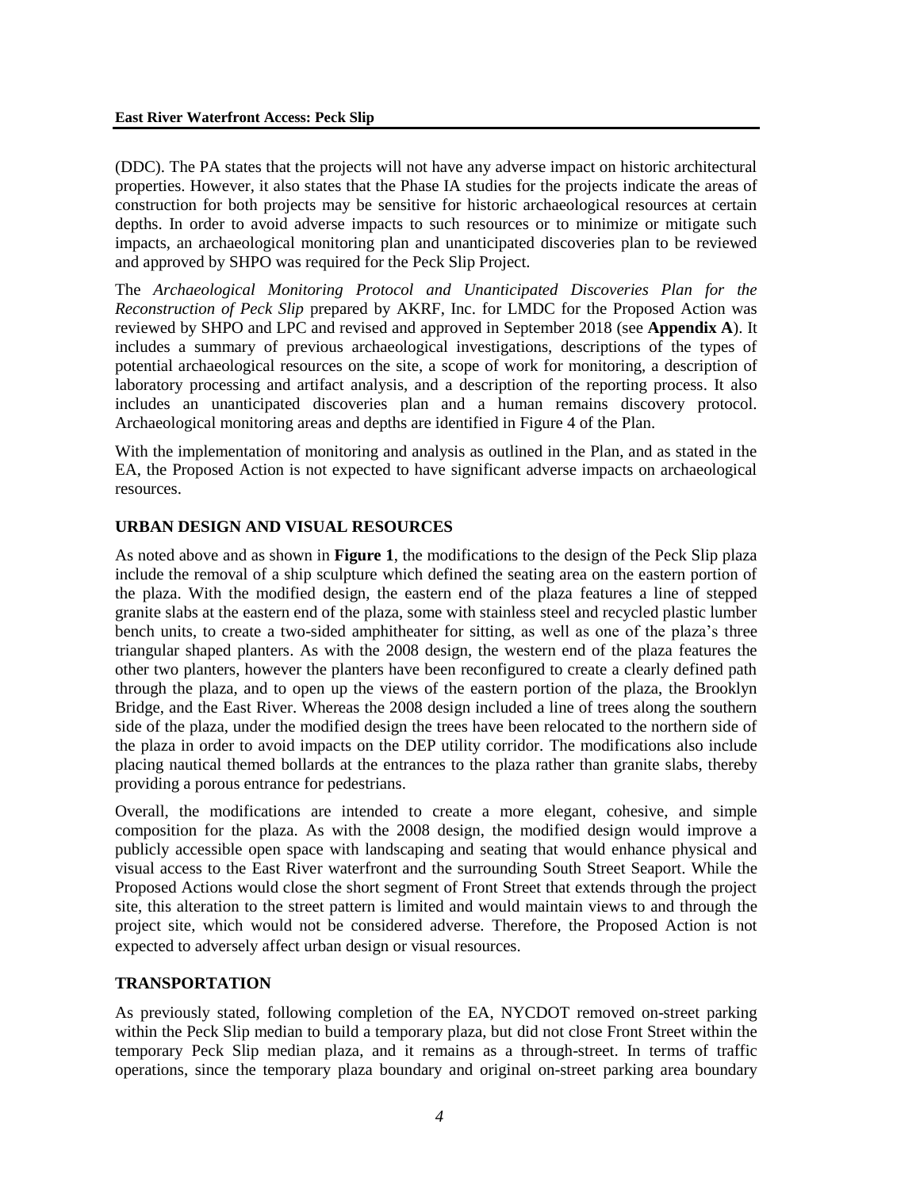(DDC). The PA states that the projects will not have any adverse impact on historic architectural properties. However, it also states that the Phase IA studies for the projects indicate the areas of construction for both projects may be sensitive for historic archaeological resources at certain depths. In order to avoid adverse impacts to such resources or to minimize or mitigate such impacts, an archaeological monitoring plan and unanticipated discoveries plan to be reviewed and approved by SHPO was required for the Peck Slip Project.

The *Archaeological Monitoring Protocol and Unanticipated Discoveries Plan for the Reconstruction of Peck Slip* prepared by AKRF, Inc. for LMDC for the Proposed Action was reviewed by SHPO and LPC and revised and approved in September 2018 (see **Appendix A**). It includes a summary of previous archaeological investigations, descriptions of the types of potential archaeological resources on the site, a scope of work for monitoring, a description of laboratory processing and artifact analysis, and a description of the reporting process. It also includes an unanticipated discoveries plan and a human remains discovery protocol. Archaeological monitoring areas and depths are identified in Figure 4 of the Plan.

With the implementation of monitoring and analysis as outlined in the Plan, and as stated in the EA, the Proposed Action is not expected to have significant adverse impacts on archaeological resources.

### URBAN DESIGN AND VISUAL RESOURCES

As noted above and as shown in **Figure 1**, the modifications to the design of the Peck Slip plaza include the removal of a ship sculpture which defined the seating area on the eastern portion of the plaza. With the modified design, the eastern end of the plaza features a line of stepped granite slabs at the eastern end of the plaza, some with stainless steel and recycled plastic lumber bench units, to create a two-sided amphitheater for sitting, as well as one of the plaza's three triangular shaped planters. As with the 2008 design, the western end of the plaza features the other two planters, however the planters have been reconfigured to create a clearly defined path through the plaza, and to open up the views of the eastern portion of the plaza, the Brooklyn Bridge, and the East River. Whereas the 2008 design included a line of trees along the southern side of the plaza, under the modified design the trees have been relocated to the northern side of the plaza in order to avoid impacts on the DEP utility corridor. The modifications also include placing nautical themed bollards at the entrances to the plaza rather than granite slabs, thereby providing a porous entrance for pedestrians.

Overall, the modifications are intended to create a more elegant, cohesive, and simple composition for the plaza. As with the 2008 design, the modified design would improve a publicly accessible open space with landscaping and seating that would enhance physical and visual access to the East River waterfront and the surrounding South Street Seaport. While the Proposed Actions would close the short segment of Front Street that extends through the project site, this alteration to the street pattern is limited and would maintain views to and through the project site, which would not be considered adverse. Therefore, the Proposed Action is not expected to adversely affect urban design or visual resources.

### TRANSPORTATION

As previously stated, following completion of the EA, NYCDOT removed on-street parking within the Peck Slip median to build a temporary plaza, but did not close Front Street within the temporary Peck Slip median plaza, and it remains as a through-street. In terms of traffic operations, since the temporary plaza boundary and original on-street parking area boundary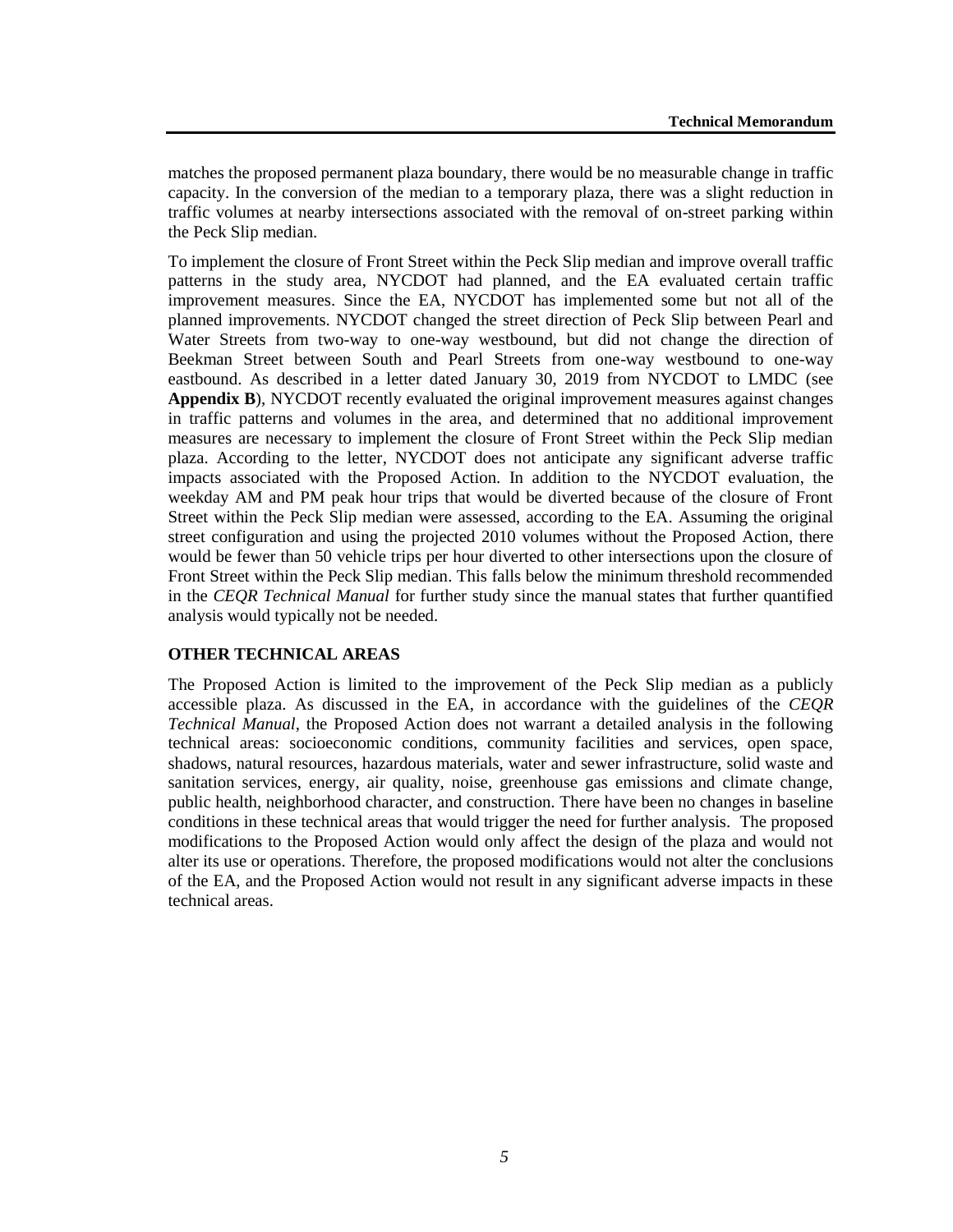matches the proposed permanent plaza boundary, there would be no measurable change in traffic capacity. In the conversion of the median to a temporary plaza, there was a slight reduction in traffic volumes at nearby intersections associated with the removal of on-street parking within the Peck Slip median.

To implement the closure of Front Street within the Peck Slip median and improve overall traffic patterns in the study area, NYCDOT had planned, and the EA evaluated certain traffic improvement measures. Since the EA, NYCDOT has implemented some but not all of the planned improvements. NYCDOT changed the street direction of Peck Slip between Pearl and Water Streets from two-way to one-way westbound, but did not change the direction of Beekman Street between South and Pearl Streets from one-way westbound to one-way eastbound. As described in a letter dated January 30, 2019 from NYCDOT to LMDC (see **Appendix B**), NYCDOT recently evaluated the original improvement measures against changes in traffic patterns and volumes in the area, and determined that no additional improvement measures are necessary to implement the closure of Front Street within the Peck Slip median plaza. According to the letter, NYCDOT does not anticipate any significant adverse traffic impacts associated with the Proposed Action. In addition to the NYCDOT evaluation, the weekday AM and PM peak hour trips that would be diverted because of the closure of Front Street within the Peck Slip median were assessed, according to the EA. Assuming the original street configuration and using the projected 2010 volumes without the Proposed Action, there would be fewer than 50 vehicle trips per hour diverted to other intersections upon the closure of Front Street within the Peck Slip median. This falls below the minimum threshold recommended in the *CEQR Technical Manual* for further study since the manual states that further quantified analysis would typically not be needed.

## OTHER TECHNICAL AREAS

The Proposed Action is limited to the improvement of the Peck Slip median as a publicly accessible plaza. As discussed in the EA, in accordance with the guidelines of the *CEQR Technical Manual*, the Proposed Action does not warrant a detailed analysis in the following technical areas: socioeconomic conditions, community facilities and services, open space, shadows, natural resources, hazardous materials, water and sewer infrastructure, solid waste and sanitation services, energy, air quality, noise, greenhouse gas emissions and climate change, public health, neighborhood character, and construction. There have been no changes in baseline conditions in these technical areas that would trigger the need for further analysis. The proposed modifications to the Proposed Action would only affect the design of the plaza and would not alter its use or operations. Therefore, the proposed modifications would not alter the conclusions of the EA, and the Proposed Action would not result in any significant adverse impacts in these technical areas.